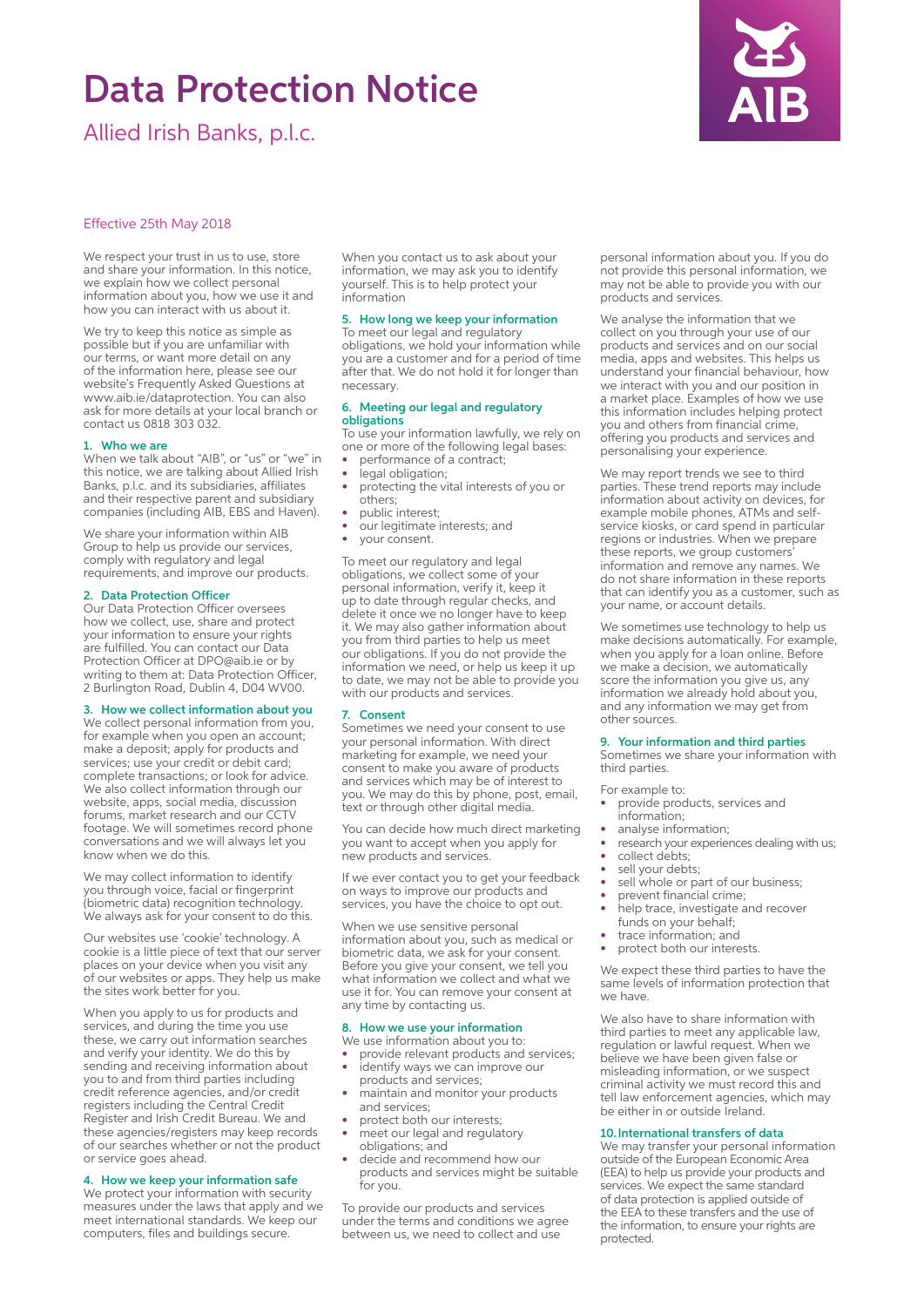# Data Protection Notice

## Allied Irish Banks, p.l.c.

Effective 25th May 2018

We respect your trust in us to use, store and share your information. In this notice, we explain how we collect personal information about you, how we use it and how you can interact with us about it.

We try to keep this notice as simple as possible but if you are unfamiliar with our terms, or want more detail on any of the information here, please see our website's Frequently Asked Questions at www.aib.ie/dataprotection. You can also ask for more details at your local branch or contact us 0818 303 032.

### 1. Who we are

When we talk about "AIB", or "us" or "we" in this notice, we are talking about Allied Irish Banks, p.l.c. and its subsidiaries, affiliates and their respective parent and subsidiary companies (including AIB, EBS and Haven).

We share your information within AIB Group to help us provide our services, comply with regulatory and legal requirements, and improve our products.

### 2. Data Protection Officer

Our Data Protection Officer oversees how we collect, use, share and protect your information to ensure your rights are fulfilled. You can contact our Data Protection Officer at DPO@aib.ie or by writing to them at: Data Protection Officer, 2 Burlington Road, Dublin 4, D04 WV00.

### 3. How we collect information about you

We collect personal information from you, for example when you open an account; make a deposit; apply for products and services; use your credit or debit card; complete transactions; or look for advice. We also collect information through our website, apps, social media, discussion forums, market research and our CCTV footage. We will sometimes record phone conversations and we will always let you know when we do this.

We may collect information to identify you through voice, facial or fingerprint (biometric data) recognition technology. We always ask for your consent to do this.

Our websites use 'cookie' technology. A cookie is a little piece of text that our server places on your device when you visit any of our websites or apps. They help us make the sites work better for you.

When you apply to us for products and services, and during the time you use these, we carry out information searches and verify your identity. We do this by sending and receiving information about you to and from third parties including credit reference agencies, and/or credit registers including the Central Credit Register and Irish Credit Bureau. We and these agencies/registers may keep records of our searches whether or not the product or service goes ahead.

### 4. How we keep your information safe

We protect your information with security measures under the laws that apply and we meet international standards. We keep our computers, files and buildings secure.

When you contact us to ask about your information, we may ask you to identify yourself. This is to help protect your information

### 5. How long we keep your information

To meet our legal and regulatory obligations, we hold your information while you are a customer and for a period of time after that. We do not hold it for longer than necessary.

### 6. Meeting our legal and regulatory obligations

To use your information lawfully, we rely on one or more of the following legal bases:

- performance of a contract;
- legal obligation;
- protecting the vital interests of you or others;
- public interest;
- our legitimate interests; and
- your consent.

To meet our regulatory and legal obligations, we collect some of your personal information, verify it, keep it up to date through regular checks, and delete it once we no longer have to keep it. We may also gather information about you from third parties to help us meet our obligations. If you do not provide the information we need, or help us keep it up to date, we may not be able to provide you with our products and services.

### 7. Consent

Sometimes we need your consent to use your personal information. With direct marketing for example, we need your consent to make you aware of products and services which may be of interest to you. We may do this by phone, post, email, text or through other digital media.

You can decide how much direct marketing you want to accept when you apply for new products and services.

If we ever contact you to get your feedback on ways to improve our products and services, you have the choice to opt out.

When we use sensitive personal information about you, such as medical or biometric data, we ask for your consent. Before you give your consent, we tell you what information we collect and what we use it for. You can remove your consent at any time by contacting us.

### 8. How we use your information

We use information about you to:

- provide relevant products and services;
- identify ways we can improve our products and services;
- maintain and monitor your products and services;
- protect both our interests;
- meet our legal and regulatory obligations; and
- decide and recommend how our products and services might be suitable for you.

To provide our products and services under the terms and conditions we agree between us, we need to collect and use personal information about you. If you do not provide this personal information, we may not be able to provide you with our products and services.

We analyse the information that we collect on you through your use of our products and services and on our social media, apps and websites. This helps us understand your financial behaviour, how we interact with you and our position in a market place. Examples of how we use this information includes helping protect you and others from financial crime, offering you products and services and personalising your experience.

We may report trends we see to third parties. These trend reports may include information about activity on devices, for example mobile phones, ATMs and self-service kiosks, or card spend in particular regions or industries. When we prepare these reports, we group customers' information and remove any names. We do not share information in these reports that can identify you as a customer, such as your name, or account details.

We sometimes use technology to help us make decisions automatically. For example, when you apply for a loan online. Before we make a decision, we automatically score the information you give us, any information we already hold about you, and any information we may get from other sources.

### 9. Your information and third parties

Sometimes we share your information with third parties.

For example to:

- provide products, services and information;
- analyse information;
- research your experiences dealing with us;
- collect debts;
- sell your debts;
- sell whole or part of our business;
- prevent financial crime;
- help trace, investigate and recover funds on your behalf;
- trace information; and
- protect both our interests.

We expect these third parties to have the same levels of information protection that we have.

We also have to share information with third parties to meet any applicable law, regulation or lawful request. When we believe we have been given false or misleading information, or we suspect criminal activity we must record this and tell law enforcement agencies, which may be either in or outside Ireland.

### 10. International transfers of data

We may transfer your personal information outside of the European Economic Area (EEA) to help us provide your products and services. We expect the same standard of data protection is applied outside of the EEA to these transfers and the use of the information, to ensure your rights are protected.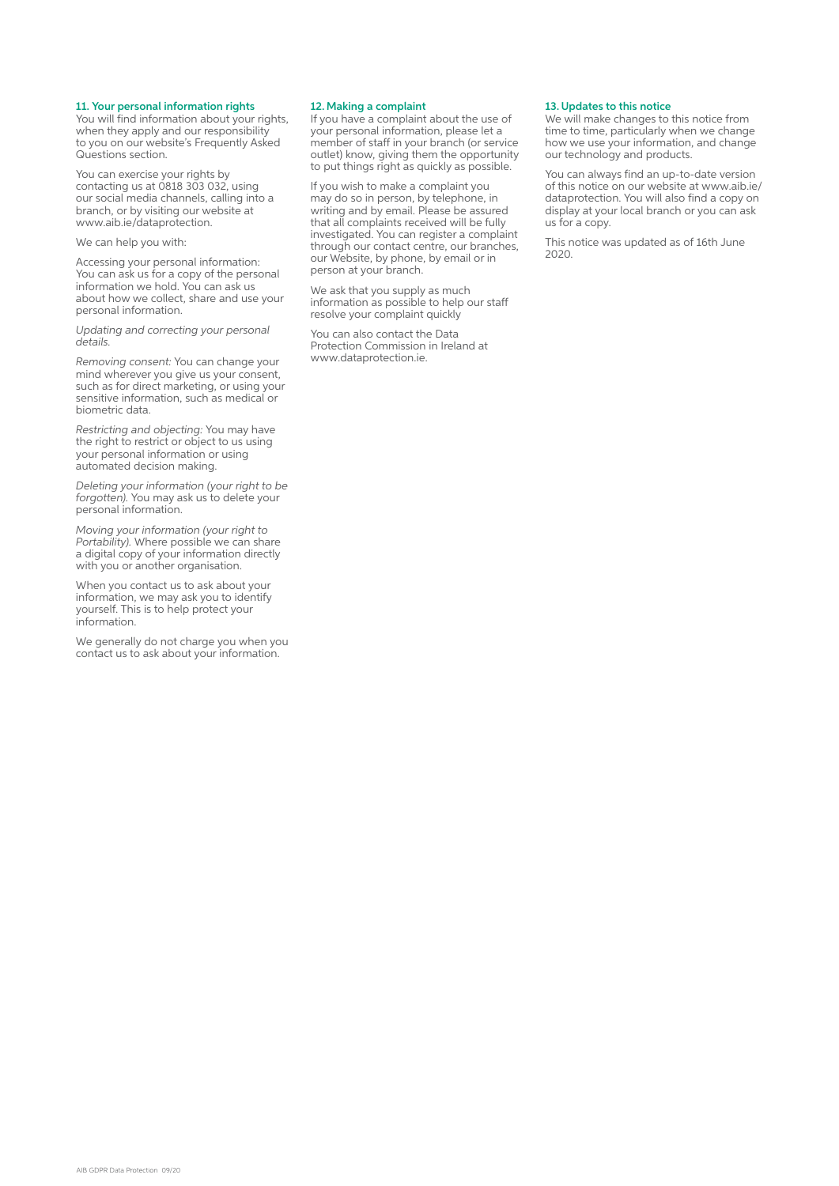## 11. Your personal information rights

You will find information about your rights, when they apply and our responsibility to you on our website's Frequently Asked Questions section.

You can exercise your rights by contacting us at 0818 303 032, using our social media channels, calling into a branch, or by visiting our website at www.aib.ie/dataprotection.

We can help you with:

Accessing your personal information: You can ask us for a copy of the personal information we hold. You can ask us about how we collect, share and use your personal information.

*Updating and correcting your personal details.*

*Removing consent:* You can change your mind wherever you give us your consent, such as for direct marketing, or using your sensitive information, such as medical or biometric data.

*Restricting and objecting:* You may have the right to restrict or object to us using your personal information or using automated decision making.

*Deleting your information (your right to be forgotten).* You may ask us to delete your personal information.

*Moving your information (your right to Portability).* Where possible we can share a digital copy of your information directly with you or another organisation.

When you contact us to ask about your information, we may ask you to identify yourself. This is to help protect your information.

We generally do not charge you when you contact us to ask about your information.

## 12. Making a complaint

If you have a complaint about the use of your personal information, please let a member of staff in your branch (or service outlet) know, giving them the opportunity to put things right as quickly as possible.

If you wish to make a complaint you may do so in person, by telephone, in writing and by email. Please be assured that all complaints received will be fully investigated. You can register a complaint through our contact centre, our branches, our Website, by phone, by email or in person at your branch.

We ask that you supply as much information as possible to help our staff resolve your complaint quickly

You can also contact the Data Protection Commission in Ireland at www.dataprotection.ie.

## 13. Updates to this notice

We will make changes to this notice from time to time, particularly when we change how we use your information, and change our technology and products.

You can always find an up-to-date version of this notice on our website at www.aib.ie/dataprotection. You will also find a copy on display at your local branch or you can ask us for a copy.

This notice was updated as of 16th June 2020.